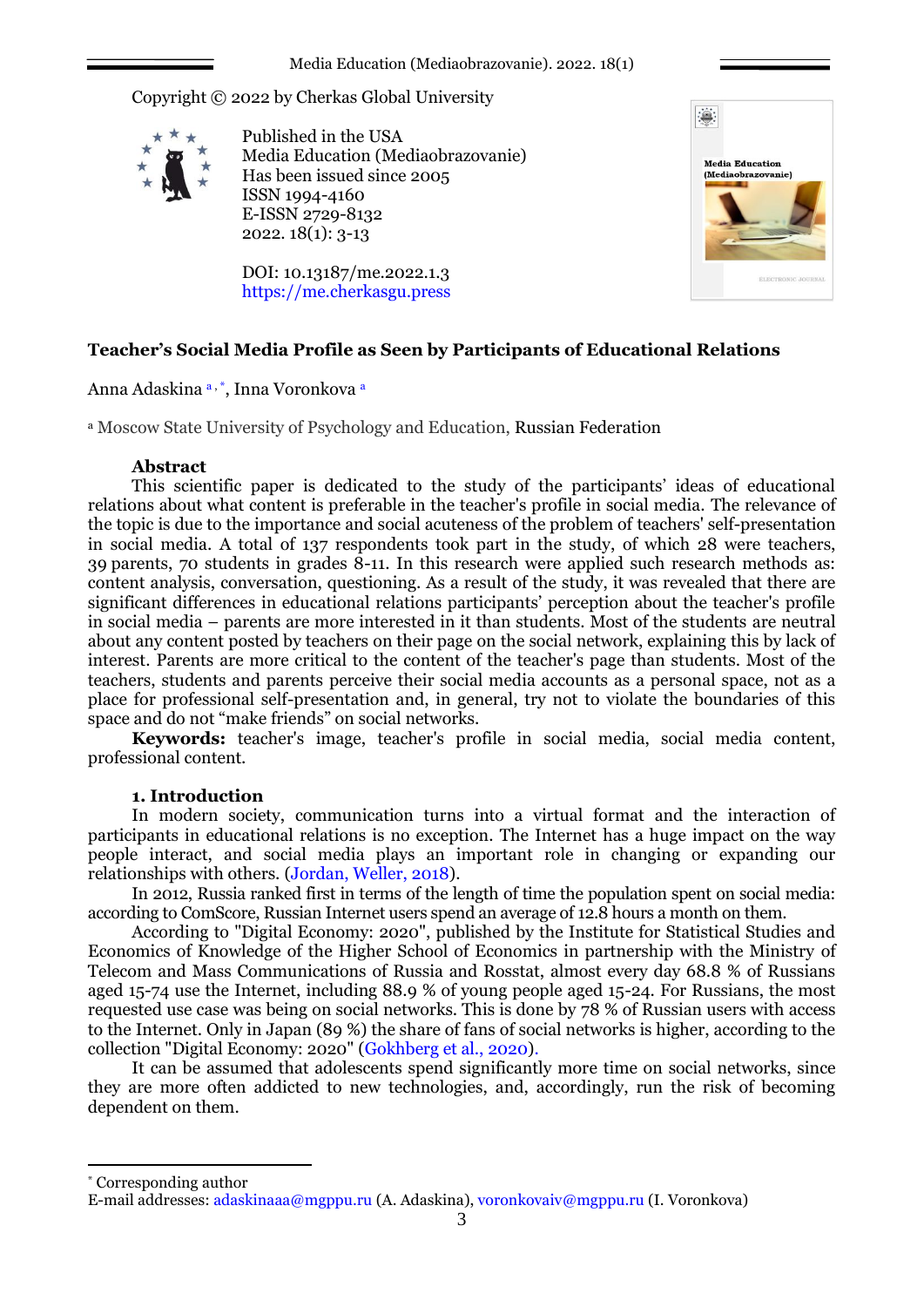Copyright © 2022 by Cherkas Global University

Published in the USA
Media Education (Mediaobrazovanie)
Has been issued since 2005
ISSN 1994-4160
E-ISSN 2729-8132
2022. 18(1): 3-13

DOI: 10.13187/me.2022.1.3
https://me.cherkasgu.press

# Teacher's Social Media Profile as Seen by Participants of Educational Relations

Anna Adaskina [a, *], Inna Voronkova [a]

[a] Moscow State University of Psychology and Education, Russian Federation

## Abstract

This scientific paper is dedicated to the study of the participants' ideas of educational relations about what content is preferable in the teacher's profile in social media. The relevance of the topic is due to the importance and social acuteness of the problem of teachers' self-presentation in social media. A total of 137 respondents took part in the study, of which 28 were teachers, 39 parents, 70 students in grades 8-11. In this research were applied such research methods as: content analysis, conversation, questioning. As a result of the study, it was revealed that there are significant differences in educational relations participants' perception about the teacher's profile in social media – parents are more interested in it than students. Most of the students are neutral about any content posted by teachers on their page on the social network, explaining this by lack of interest. Parents are more critical to the content of the teacher's page than students. Most of the teachers, students and parents perceive their social media accounts as a personal space, not as a place for professional self-presentation and, in general, try not to violate the boundaries of this space and do not "make friends" on social networks.

**Keywords:** teacher's image, teacher's profile in social media, social media content, professional content.

## 1. Introduction

In modern society, communication turns into a virtual format and the interaction of participants in educational relations is no exception. The Internet has a huge impact on the way people interact, and social media plays an important role in changing or expanding our relationships with others. (Jordan, Weller, 2018).

In 2012, Russia ranked first in terms of the length of time the population spent on social media: according to ComScore, Russian Internet users spend an average of 12.8 hours a month on them.

According to "Digital Economy: 2020", published by the Institute for Statistical Studies and Economics of Knowledge of the Higher School of Economics in partnership with the Ministry of Telecom and Mass Communications of Russia and Rosstat, almost every day 68.8 % of Russians aged 15-74 use the Internet, including 88.9 % of young people aged 15-24. For Russians, the most requested use case was being on social networks. This is done by 78 % of Russian users with access to the Internet. Only in Japan (89 %) the share of fans of social networks is higher, according to the collection "Digital Economy: 2020" (Gokhberg et al., 2020).

It can be assumed that adolescents spend significantly more time on social networks, since they are more often addicted to new technologies, and, accordingly, run the risk of becoming dependent on them.

---

[*] Corresponding author
E-mail addresses: adaskinaaa@mgppu.ru (A. Adaskina), voronkovaiv@mgppu.ru (I. Voronkova)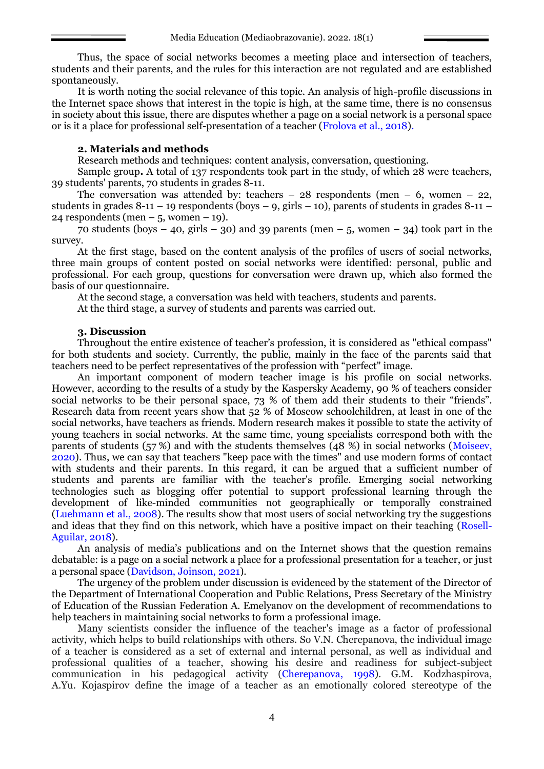Thus, the space of social networks becomes a meeting place and intersection of teachers, students and their parents, and the rules for this interaction are not regulated and are established spontaneously.

It is worth noting the social relevance of this topic. An analysis of high-profile discussions in the Internet space shows that interest in the topic is high, at the same time, there is no consensus in society about this issue, there are disputes whether a page on a social network is a personal space or is it a place for professional self-presentation of a teacher (Frolova et al., 2018).

## 2. Materials and methods

Research methods and techniques: content analysis, conversation, questioning.

Sample group**.** A total of 137 respondents took part in the study, of which 28 were teachers, 39 students' parents, 70 students in grades 8-11.

The conversation was attended by: teachers – 28 respondents (men – 6, women – 22, students in grades 8-11 – 19 respondents (boys – 9, girls – 10), parents of students in grades 8-11 – 24 respondents (men – 5, women – 19).

70 students (boys – 40, girls – 30) and 39 parents (men – 5, women – 34) took part in the survey.

At the first stage, based on the content analysis of the profiles of users of social networks, three main groups of content posted on social networks were identified: personal, public and professional. For each group, questions for conversation were drawn up, which also formed the basis of our questionnaire.

At the second stage, a conversation was held with teachers, students and parents.

At the third stage, a survey of students and parents was carried out.

## 3. Discussion

Throughout the entire existence of teacher's profession, it is considered as "ethical compass" for both students and society. Currently, the public, mainly in the face of the parents said that teachers need to be perfect representatives of the profession with "perfect" image.

An important component of modern teacher image is his profile on social networks. However, according to the results of a study by the Kaspersky Academy, 90 % of teachers consider social networks to be their personal space, 73 % of them add their students to their "friends". Research data from recent years show that 52 % of Moscow schoolchildren, at least in one of the social networks, have teachers as friends. Modern research makes it possible to state the activity of young teachers in social networks. At the same time, young specialists correspond both with the parents of students (57 %) and with the students themselves (48 %) in social networks (Moiseev, 2020). Thus, we can say that teachers "keep pace with the times" and use modern forms of contact with students and their parents. In this regard, it can be argued that a sufficient number of students and parents are familiar with the teacher's profile. Emerging social networking technologies such as blogging offer potential to support professional learning through the development of like-minded communities not geographically or temporally constrained (Luehmann et al., 2008). The results show that most users of social networking try the suggestions and ideas that they find on this network, which have a positive impact on their teaching (Rosell-Aguilar, 2018).

An analysis of media's publications and on the Internet shows that the question remains debatable: is a page on a social network a place for a professional presentation for a teacher, or just a personal space (Davidson, Joinson, 2021).

The urgency of the problem under discussion is evidenced by the statement of the Director of the Department of International Cooperation and Public Relations, Press Secretary of the Ministry of Education of the Russian Federation A. Emelyanov on the development of recommendations to help teachers in maintaining social networks to form a professional image.

Many scientists consider the influence of the teacher's image as a factor of professional activity, which helps to build relationships with others. So V.N. Cherepanova, the individual image of a teacher is considered as a set of external and internal personal, as well as individual and professional qualities of a teacher, showing his desire and readiness for subject-subject communication in his pedagogical activity (Cherepanova, 1998). G.M. Kodzhaspirova, A.Yu. Kojaspirov define the image of a teacher as an emotionally colored stereotype of the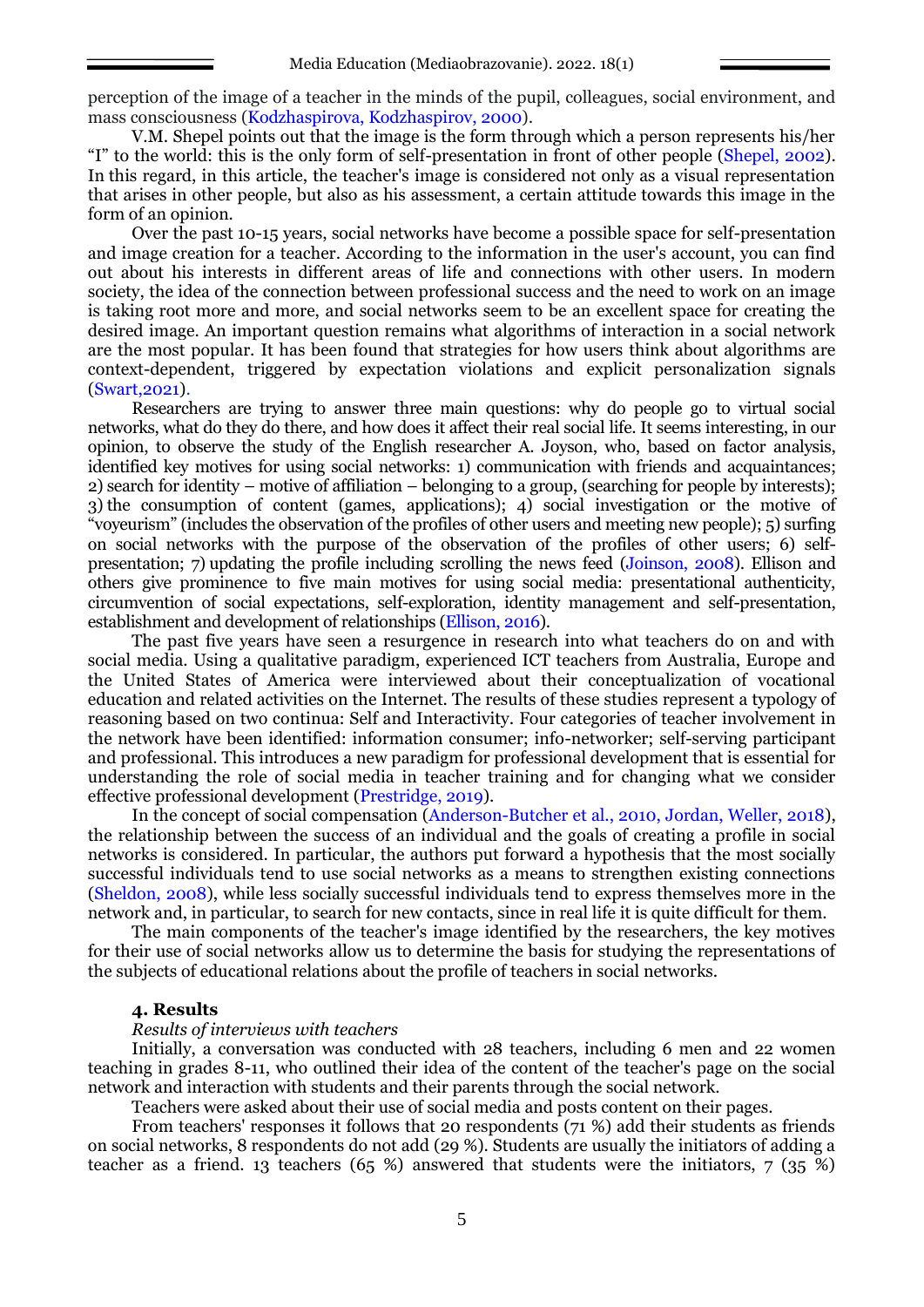perception of the image of a teacher in the minds of the pupil, colleagues, social environment, and mass consciousness (Kodzhaspirova, Kodzhaspirov, 2000).

V.M. Shepel points out that the image is the form through which a person represents his/her "I" to the world: this is the only form of self-presentation in front of other people (Shepel, 2002). In this regard, in this article, the teacher's image is considered not only as a visual representation that arises in other people, but also as his assessment, a certain attitude towards this image in the form of an opinion.

Over the past 10-15 years, social networks have become a possible space for self-presentation and image creation for a teacher. According to the information in the user's account, you can find out about his interests in different areas of life and connections with other users. In modern society, the idea of the connection between professional success and the need to work on an image is taking root more and more, and social networks seem to be an excellent space for creating the desired image. An important question remains what algorithms of interaction in a social network are the most popular. It has been found that strategies for how users think about algorithms are context-dependent, triggered by expectation violations and explicit personalization signals (Swart,2021).

Researchers are trying to answer three main questions: why do people go to virtual social networks, what do they do there, and how does it affect their real social life. It seems interesting, in our opinion, to observe the study of the English researcher A. Joyson, who, based on factor analysis, identified key motives for using social networks: 1) communication with friends and acquaintances; 2) search for identity – motive of affiliation – belonging to a group, (searching for people by interests); 3) the consumption of content (games, applications); 4) social investigation or the motive of "voyeurism" (includes the observation of the profiles of other users and meeting new people); 5) surfing on social networks with the purpose of the observation of the profiles of other users; 6) self-presentation; 7) updating the profile including scrolling the news feed (Joinson, 2008). Ellison and others give prominence to five main motives for using social media: presentational authenticity, circumvention of social expectations, self-exploration, identity management and self-presentation, establishment and development of relationships (Ellison, 2016).

The past five years have seen a resurgence in research into what teachers do on and with social media. Using a qualitative paradigm, experienced ICT teachers from Australia, Europe and the United States of America were interviewed about their conceptualization of vocational education and related activities on the Internet. The results of these studies represent a typology of reasoning based on two continua: Self and Interactivity. Four categories of teacher involvement in the network have been identified: information consumer; info-networker; self-serving participant and professional. This introduces a new paradigm for professional development that is essential for understanding the role of social media in teacher training and for changing what we consider effective professional development (Prestridge, 2019).

In the concept of social compensation (Anderson-Butcher et al., 2010, Jordan, Weller, 2018), the relationship between the success of an individual and the goals of creating a profile in social networks is considered. In particular, the authors put forward a hypothesis that the most socially successful individuals tend to use social networks as a means to strengthen existing connections (Sheldon, 2008), while less socially successful individuals tend to express themselves more in the network and, in particular, to search for new contacts, since in real life it is quite difficult for them.

The main components of the teacher's image identified by the researchers, the key motives for their use of social networks allow us to determine the basis for studying the representations of the subjects of educational relations about the profile of teachers in social networks.

## 4. Results

*Results of interviews with teachers*

Initially, a conversation was conducted with 28 teachers, including 6 men and 22 women teaching in grades 8-11, who outlined their idea of the content of the teacher's page on the social network and interaction with students and their parents through the social network.

Teachers were asked about their use of social media and posts content on their pages.

From teachers' responses it follows that 20 respondents (71 %) add their students as friends on social networks, 8 respondents do not add (29 %). Students are usually the initiators of adding a teacher as a friend. 13 teachers (65 %) answered that students were the initiators, 7 (35 %)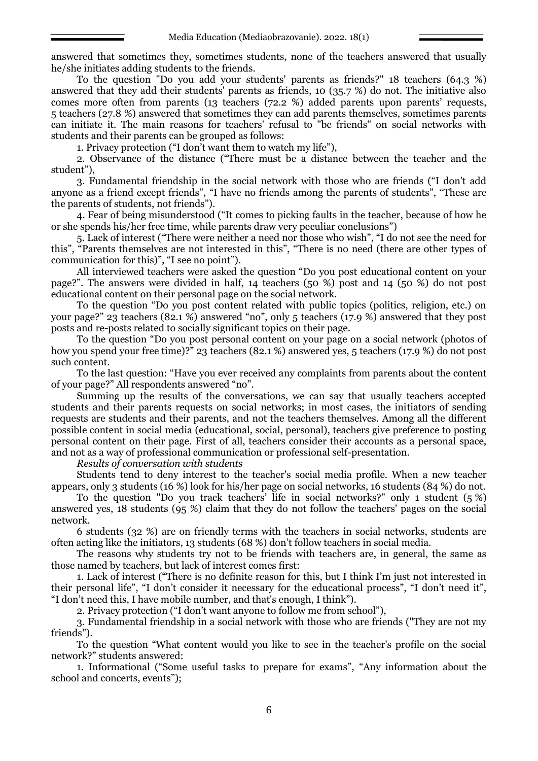answered that sometimes they, sometimes students, none of the teachers answered that usually he/she initiates adding students to the friends.

To the question "Do you add your students' parents as friends?" 18 teachers (64.3 %) answered that they add their students' parents as friends, 10 (35.7 %) do not. The initiative also comes more often from parents (13 teachers (72.2 %) added parents upon parents' requests, 5 teachers (27.8 %) answered that sometimes they can add parents themselves, sometimes parents can initiate it. The main reasons for teachers' refusal to "be friends" on social networks with students and their parents can be grouped as follows:

1. Privacy protection ("I don't want them to watch my life"),

2. Observance of the distance ("There must be a distance between the teacher and the student"),

3. Fundamental friendship in the social network with those who are friends ("I don't add anyone as a friend except friends", "I have no friends among the parents of students", "These are the parents of students, not friends").

4. Fear of being misunderstood ("It comes to picking faults in the teacher, because of how he or she spends his/her free time, while parents draw very peculiar conclusions")

5. Lack of interest ("There were neither a need nor those who wish", "I do not see the need for this", "Parents themselves are not interested in this", "There is no need (there are other types of communication for this)", "I see no point").

All interviewed teachers were asked the question "Do you post educational content on your page?". The answers were divided in half, 14 teachers (50 %) post and 14 (50 %) do not post educational content on their personal page on the social network.

To the question "Do you post content related with public topics (politics, religion, etc.) on your page?" 23 teachers (82.1 %) answered "no", only 5 teachers (17.9 %) answered that they post posts and re-posts related to socially significant topics on their page.

To the question "Do you post personal content on your page on a social network (photos of how you spend your free time)?" 23 teachers (82.1 %) answered yes, 5 teachers (17.9 %) do not post such content.

To the last question: "Have you ever received any complaints from parents about the content of your page?" All respondents answered "no".

Summing up the results of the conversations, we can say that usually teachers accepted students and their parents requests on social networks; in most cases, the initiators of sending requests are students and their parents, and not the teachers themselves. Among all the different possible content in social media (educational, social, personal), teachers give preference to posting personal content on their page. First of all, teachers consider their accounts as a personal space, and not as a way of professional communication or professional self-presentation.

*Results of conversation with students*

Students tend to deny interest to the teacher's social media profile. When a new teacher appears, only 3 students (16 %) look for his/her page on social networks, 16 students (84 %) do not.

To the question "Do you track teachers' life in social networks?" only 1 student (5 %) answered yes, 18 students (95 %) claim that they do not follow the teachers' pages on the social network.

6 students (32 %) are on friendly terms with the teachers in social networks, students are often acting like the initiators, 13 students (68 %) don't follow teachers in social media.

The reasons why students try not to be friends with teachers are, in general, the same as those named by teachers, but lack of interest comes first:

1. Lack of interest ("There is no definite reason for this, but I think I'm just not interested in their personal life", "I don't consider it necessary for the educational process", "I don't need it", "I don't need this, I have mobile number, and that's enough, I think").

2. Privacy protection ("I don't want anyone to follow me from school"),

3. Fundamental friendship in a social network with those who are friends ("They are not my friends").

To the question "What content would you like to see in the teacher's profile on the social network?" students answered:

1. Informational ("Some useful tasks to prepare for exams", "Any information about the school and concerts, events");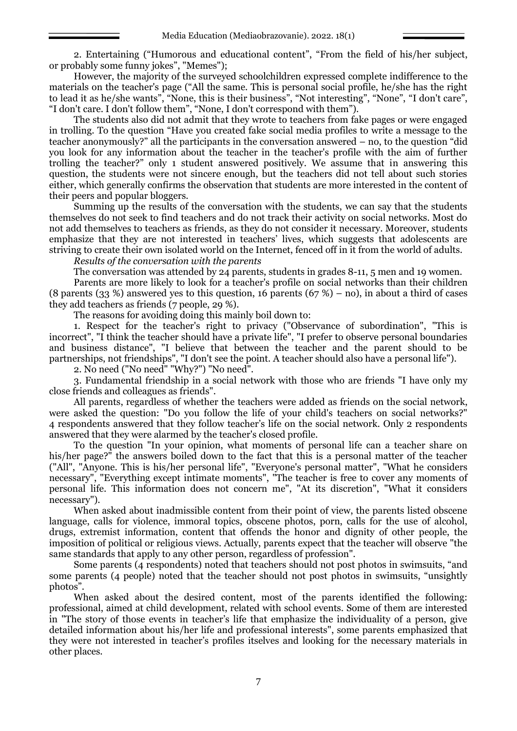2. Entertaining ("Humorous and educational content", "From the field of his/her subject, or probably some funny jokes", "Memes");

However, the majority of the surveyed schoolchildren expressed complete indifference to the materials on the teacher's page ("All the same. This is personal social profile, he/she has the right to lead it as he/she wants", "None, this is their business", "Not interesting", "None", "I don't care", "I don't care. I don't follow them", "None, I don't correspond with them").

The students also did not admit that they wrote to teachers from fake pages or were engaged in trolling. To the question "Have you created fake social media profiles to write a message to the teacher anonymously?" all the participants in the conversation answered – no, to the question "did you look for any information about the teacher in the teacher's profile with the aim of further trolling the teacher?" only 1 student answered positively. We assume that in answering this question, the students were not sincere enough, but the teachers did not tell about such stories either, which generally confirms the observation that students are more interested in the content of their peers and popular bloggers.

Summing up the results of the conversation with the students, we can say that the students themselves do not seek to find teachers and do not track their activity on social networks. Most do not add themselves to teachers as friends, as they do not consider it necessary. Moreover, students emphasize that they are not interested in teachers' lives, which suggests that adolescents are striving to create their own isolated world on the Internet, fenced off in it from the world of adults.

*Results of the conversation with the parents*

The conversation was attended by 24 parents, students in grades 8-11, 5 men and 19 women.

Parents are more likely to look for a teacher's profile on social networks than their children (8 parents (33 %) answered yes to this question, 16 parents (67 %) – no), in about a third of cases they add teachers as friends (7 people, 29 %).

The reasons for avoiding doing this mainly boil down to:

1. Respect for the teacher's right to privacy ("Observance of subordination", "This is incorrect", "I think the teacher should have a private life", "I prefer to observe personal boundaries and business distance", "I believe that between the teacher and the parent should to be partnerships, not friendships", "I don't see the point. A teacher should also have a personal life").

2. No need ("No need" "Why?") "No need".

3. Fundamental friendship in a social network with those who are friends "I have only my close friends and colleagues as friends".

All parents, regardless of whether the teachers were added as friends on the social network, were asked the question: "Do you follow the life of your child's teachers on social networks?" 4 respondents answered that they follow teacher's life on the social network. Only 2 respondents answered that they were alarmed by the teacher's closed profile.

To the question "In your opinion, what moments of personal life can a teacher share on his/her page?" the answers boiled down to the fact that this is a personal matter of the teacher ("All", "Anyone. This is his/her personal life", "Everyone's personal matter", "What he considers necessary", "Everything except intimate moments", "The teacher is free to cover any moments of personal life. This information does not concern me", "At its discretion", "What it considers necessary").

When asked about inadmissible content from their point of view, the parents listed obscene language, calls for violence, immoral topics, obscene photos, porn, calls for the use of alcohol, drugs, extremist information, content that offends the honor and dignity of other people, the imposition of political or religious views. Actually, parents expect that the teacher will observe "the same standards that apply to any other person, regardless of profession".

Some parents (4 respondents) noted that teachers should not post photos in swimsuits, "and some parents (4 people) noted that the teacher should not post photos in swimsuits, "unsightly photos".

When asked about the desired content, most of the parents identified the following: professional, aimed at child development, related with school events. Some of them are interested in "The story of those events in teacher's life that emphasize the individuality of a person, give detailed information about his/her life and professional interests", some parents emphasized that they were not interested in teacher's profiles itselves and looking for the necessary materials in other places.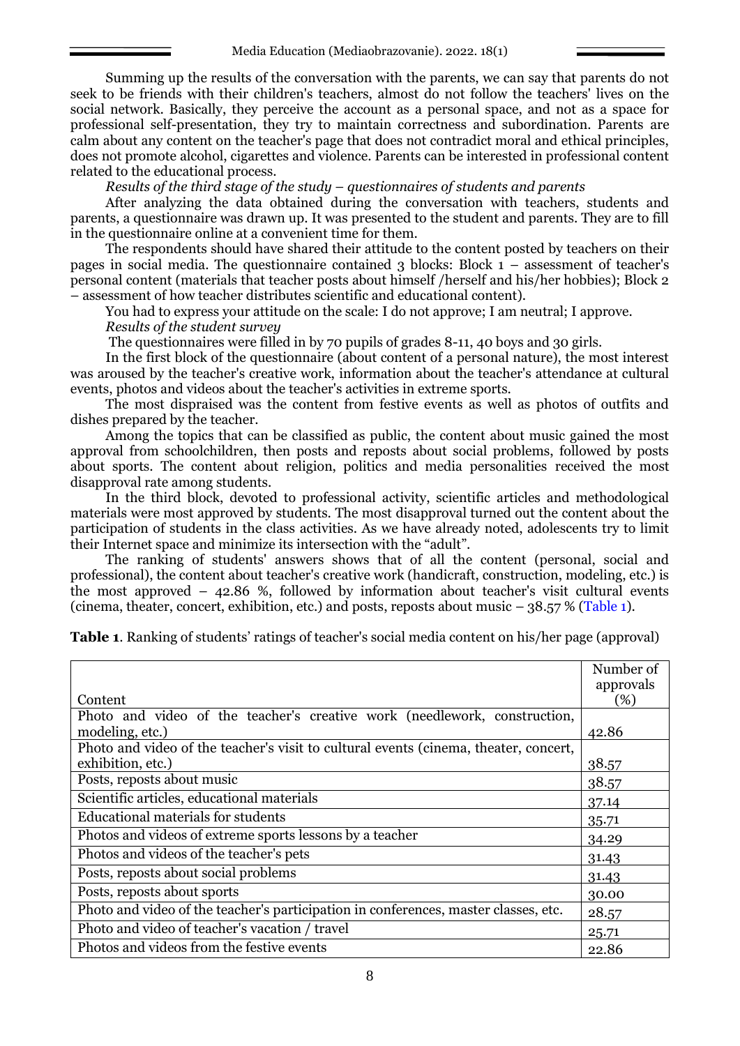Summing up the results of the conversation with the parents, we can say that parents do not seek to be friends with their children's teachers, almost do not follow the teachers' lives on the social network. Basically, they perceive the account as a personal space, and not as a space for professional self-presentation, they try to maintain correctness and subordination. Parents are calm about any content on the teacher's page that does not contradict moral and ethical principles, does not promote alcohol, cigarettes and violence. Parents can be interested in professional content related to the educational process.

*Results of the third stage of the study – questionnaires of students and parents*

After analyzing the data obtained during the conversation with teachers, students and parents, a questionnaire was drawn up. It was presented to the student and parents. They are to fill in the questionnaire online at a convenient time for them.

The respondents should have shared their attitude to the content posted by teachers on their pages in social media. The questionnaire contained 3 blocks: Block 1 – assessment of teacher's personal content (materials that teacher posts about himself /herself and his/her hobbies); Block 2 – assessment of how teacher distributes scientific and educational content).

You had to express your attitude on the scale: I do not approve; I am neutral; I approve.

*Results of the student survey*

The questionnaires were filled in by 70 pupils of grades 8-11, 40 boys and 30 girls.

In the first block of the questionnaire (about content of a personal nature), the most interest was aroused by the teacher's creative work, information about the teacher's attendance at cultural events, photos and videos about the teacher's activities in extreme sports.

The most dispraised was the content from festive events as well as photos of outfits and dishes prepared by the teacher.

Among the topics that can be classified as public, the content about music gained the most approval from schoolchildren, then posts and reposts about social problems, followed by posts about sports. The content about religion, politics and media personalities received the most disapproval rate among students.

In the third block, devoted to professional activity, scientific articles and methodological materials were most approved by students. The most disapproval turned out the content about the participation of students in the class activities. As we have already noted, adolescents try to limit their Internet space and minimize its intersection with the "adult".

The ranking of students' answers shows that of all the content (personal, social and professional), the content about teacher's creative work (handicraft, construction, modeling, etc.) is the most approved – 42.86 %, followed by information about teacher's visit cultural events (cinema, theater, concert, exhibition, etc.) and posts, reposts about music – 38.57 % (Table 1).

**Table 1**. Ranking of students' ratings of teacher's social media content on his/her page (approval)

| Content | Number of approvals (%) |
|---|---|
| Photo and video of the teacher's creative work (needlework, construction, modeling, etc.) | 42.86 |
| Photo and video of the teacher's visit to cultural events (cinema, theater, concert, exhibition, etc.) | 38.57 |
| Posts, reposts about music | 38.57 |
| Scientific articles, educational materials | 37.14 |
| Educational materials for students | 35.71 |
| Photos and videos of extreme sports lessons by a teacher | 34.29 |
| Photos and videos of the teacher's pets | 31.43 |
| Posts, reposts about social problems | 31.43 |
| Posts, reposts about sports | 30.00 |
| Photo and video of the teacher's participation in conferences, master classes, etc. | 28.57 |
| Photo and video of teacher's vacation / travel | 25.71 |
| Photos and videos from the festive events | 22.86 |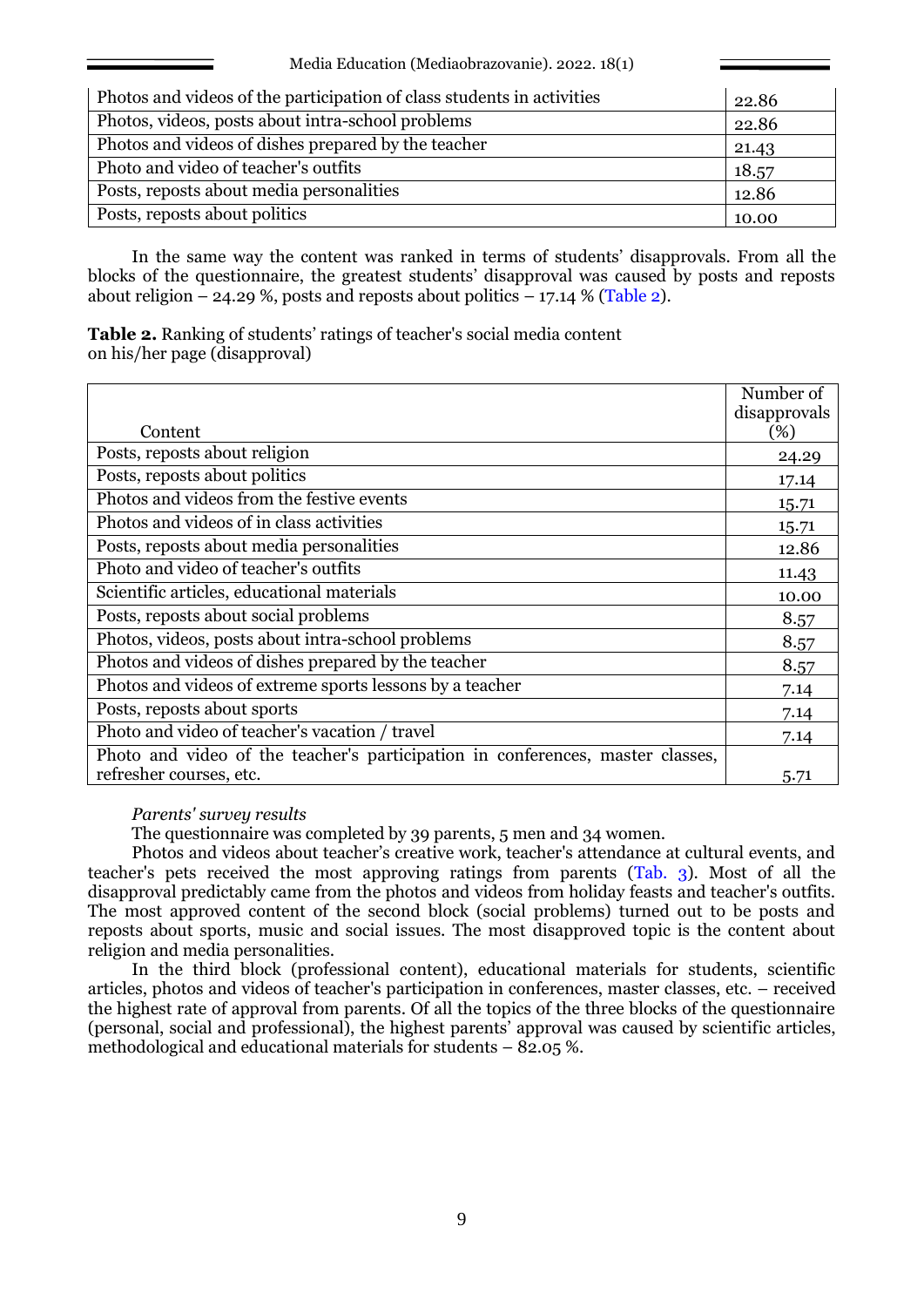| Photos and videos of the participation of class students in activities | 22.86 |
|---|---|
| Photos, videos, posts about intra-school problems | 22.86 |
| Photos and videos of dishes prepared by the teacher | 21.43 |
| Photo and video of teacher's outfits | 18.57 |
| Posts, reposts about media personalities | 12.86 |
| Posts, reposts about politics | 10.00 |

In the same way the content was ranked in terms of students' disapprovals. From all the blocks of the questionnaire, the greatest students' disapproval was caused by posts and reposts about religion – 24.29 %, posts and reposts about politics – 17.14 % (Table 2).

**Table 2.** Ranking of students' ratings of teacher's social media content on his/her page (disapproval)

| Content | Number of disapprovals (%) |
|---|---|
| Posts, reposts about religion | 24.29 |
| Posts, reposts about politics | 17.14 |
| Photos and videos from the festive events | 15.71 |
| Photos and videos of in class activities | 15.71 |
| Posts, reposts about media personalities | 12.86 |
| Photo and video of teacher's outfits | 11.43 |
| Scientific articles, educational materials | 10.00 |
| Posts, reposts about social problems | 8.57 |
| Photos, videos, posts about intra-school problems | 8.57 |
| Photos and videos of dishes prepared by the teacher | 8.57 |
| Photos and videos of extreme sports lessons by a teacher | 7.14 |
| Posts, reposts about sports | 7.14 |
| Photo and video of teacher's vacation / travel | 7.14 |
| Photo and video of the teacher's participation in conferences, master classes, refresher courses, etc. | 5.71 |

*Parents' survey results*

The questionnaire was completed by 39 parents, 5 men and 34 women.

Photos and videos about teacher's creative work, teacher's attendance at cultural events, and teacher's pets received the most approving ratings from parents (Tab. 3). Most of all the disapproval predictably came from the photos and videos from holiday feasts and teacher's outfits. The most approved content of the second block (social problems) turned out to be posts and reposts about sports, music and social issues. The most disapproved topic is the content about religion and media personalities.

In the third block (professional content), educational materials for students, scientific articles, photos and videos of teacher's participation in conferences, master classes, etc. – received the highest rate of approval from parents. Of all the topics of the three blocks of the questionnaire (personal, social and professional), the highest parents' approval was caused by scientific articles, methodological and educational materials for students – 82.05 %.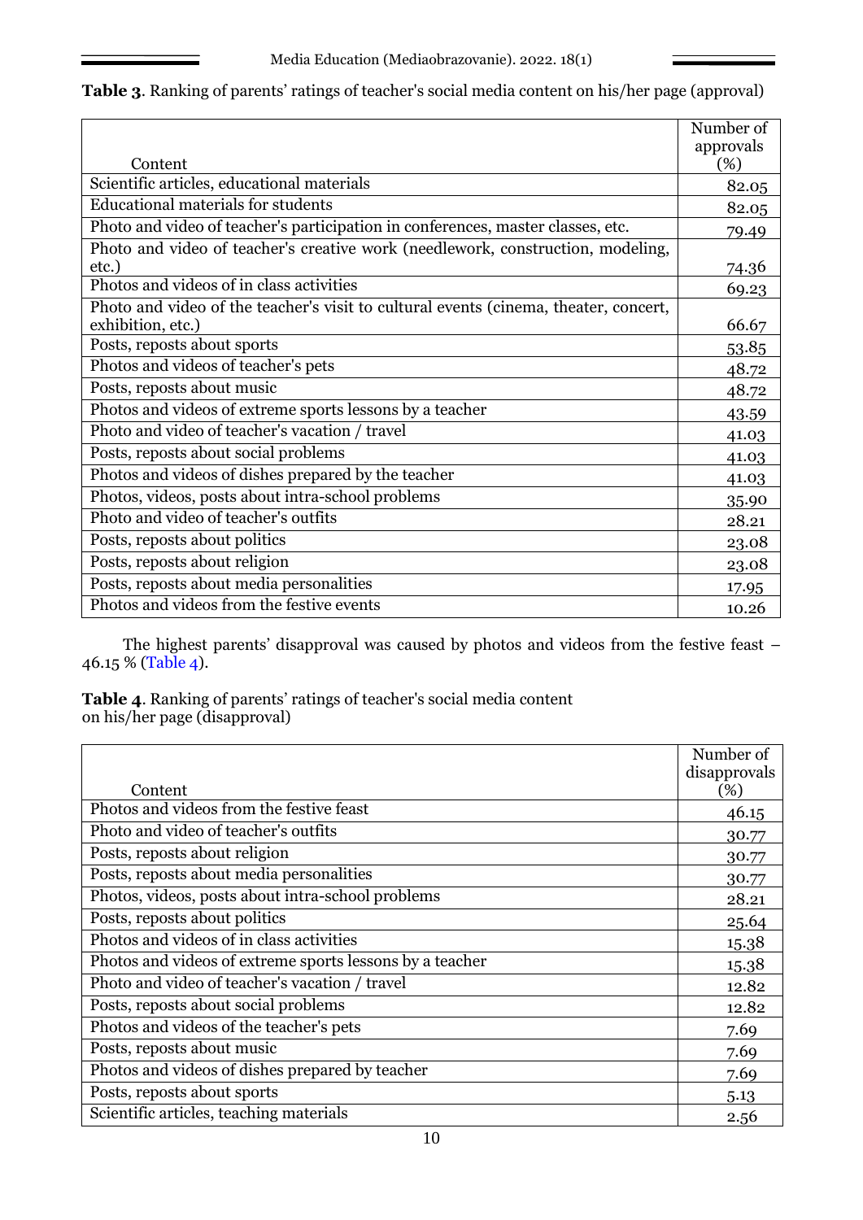**Table 3**. Ranking of parents' ratings of teacher's social media content on his/her page (approval)

| Content | Number of approvals (%) |
|---|---|
| Scientific articles, educational materials | 82.05 |
| Educational materials for students | 82.05 |
| Photo and video of teacher's participation in conferences, master classes, etc. | 79.49 |
| Photo and video of teacher's creative work (needlework, construction, modeling, etc.) | 74.36 |
| Photos and videos of in class activities | 69.23 |
| Photo and video of the teacher's visit to cultural events (cinema, theater, concert, exhibition, etc.) | 66.67 |
| Posts, reposts about sports | 53.85 |
| Photos and videos of teacher's pets | 48.72 |
| Posts, reposts about music | 48.72 |
| Photos and videos of extreme sports lessons by a teacher | 43.59 |
| Photo and video of teacher's vacation / travel | 41.03 |
| Posts, reposts about social problems | 41.03 |
| Photos and videos of dishes prepared by the teacher | 41.03 |
| Photos, videos, posts about intra-school problems | 35.90 |
| Photo and video of teacher's outfits | 28.21 |
| Posts, reposts about politics | 23.08 |
| Posts, reposts about religion | 23.08 |
| Posts, reposts about media personalities | 17.95 |
| Photos and videos from the festive events | 10.26 |

The highest parents' disapproval was caused by photos and videos from the festive feast – 46.15 % (Table 4).

**Table 4**. Ranking of parents' ratings of teacher's social media content on his/her page (disapproval)

| Content | Number of disapprovals (%) |
|---|---|
| Photos and videos from the festive feast | 46.15 |
| Photo and video of teacher's outfits | 30.77 |
| Posts, reposts about religion | 30.77 |
| Posts, reposts about media personalities | 30.77 |
| Photos, videos, posts about intra-school problems | 28.21 |
| Posts, reposts about politics | 25.64 |
| Photos and videos of in class activities | 15.38 |
| Photos and videos of extreme sports lessons by a teacher | 15.38 |
| Photo and video of teacher's vacation / travel | 12.82 |
| Posts, reposts about social problems | 12.82 |
| Photos and videos of the teacher's pets | 7.69 |
| Posts, reposts about music | 7.69 |
| Photos and videos of dishes prepared by teacher | 7.69 |
| Posts, reposts about sports | 5.13 |
| Scientific articles, teaching materials | 2.56 |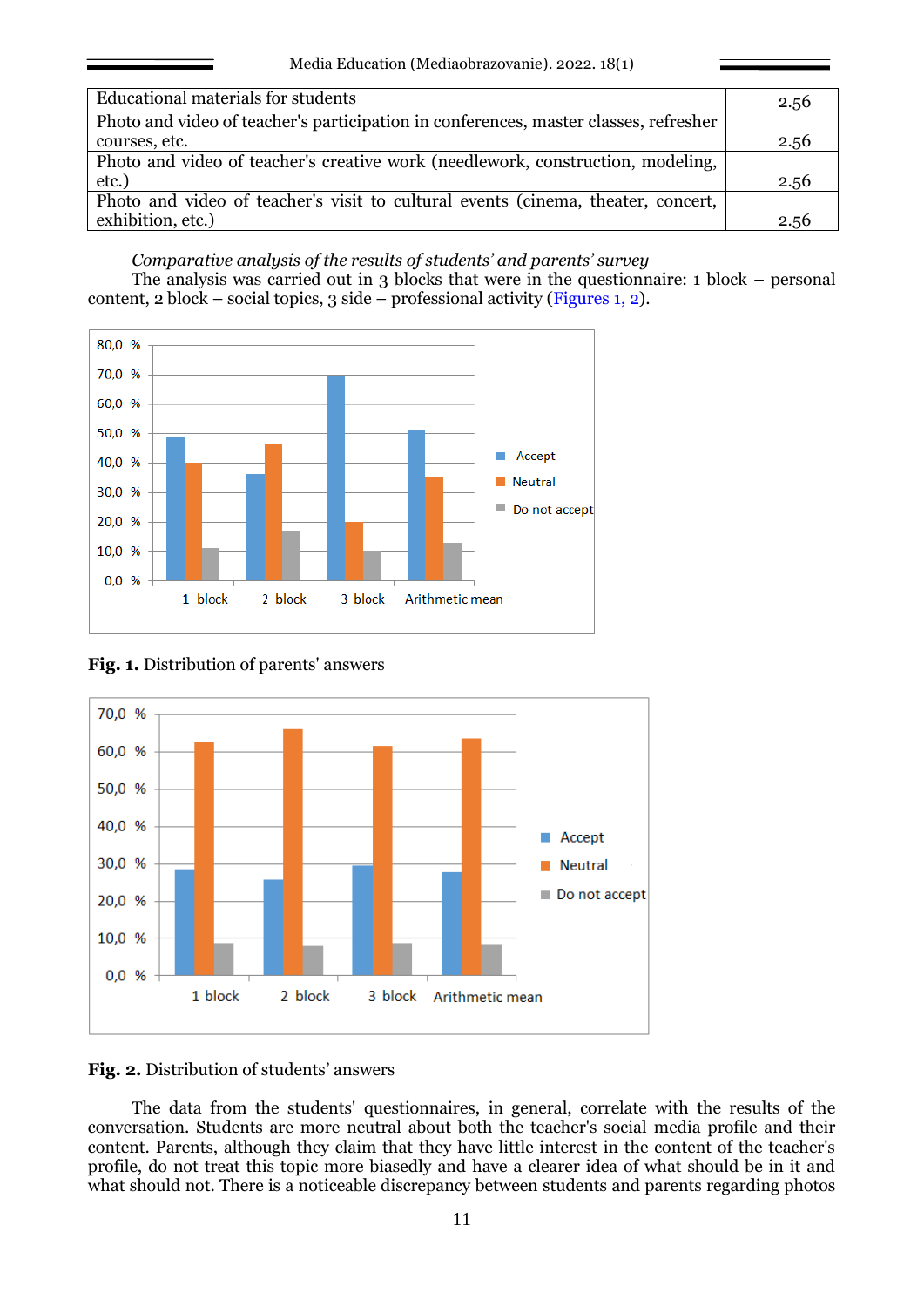| Educational materials for students | 2.56 |
|---|---|
| Photo and video of teacher's participation in conferences, master classes, refresher courses, etc. | 2.56 |
| Photo and video of teacher's creative work (needlework, construction, modeling, etc.) | 2.56 |
| Photo and video of teacher's visit to cultural events (cinema, theater, concert, exhibition, etc.) | 2.56 |

*Comparative analysis of the results of students' and parents' survey*

The analysis was carried out in 3 blocks that were in the questionnaire: 1 block – personal content, 2 block – social topics, 3 side – professional activity (Figures 1, 2).

**Fig. 1.** Distribution of parents' answers

**Fig. 2.** Distribution of students' answers

The data from the students' questionnaires, in general, correlate with the results of the conversation. Students are more neutral about both the teacher's social media profile and their content. Parents, although they claim that they have little interest in the content of the teacher's profile, do not treat this topic more biasedly and have a clearer idea of what should be in it and what should not. There is a noticeable discrepancy between students and parents regarding photos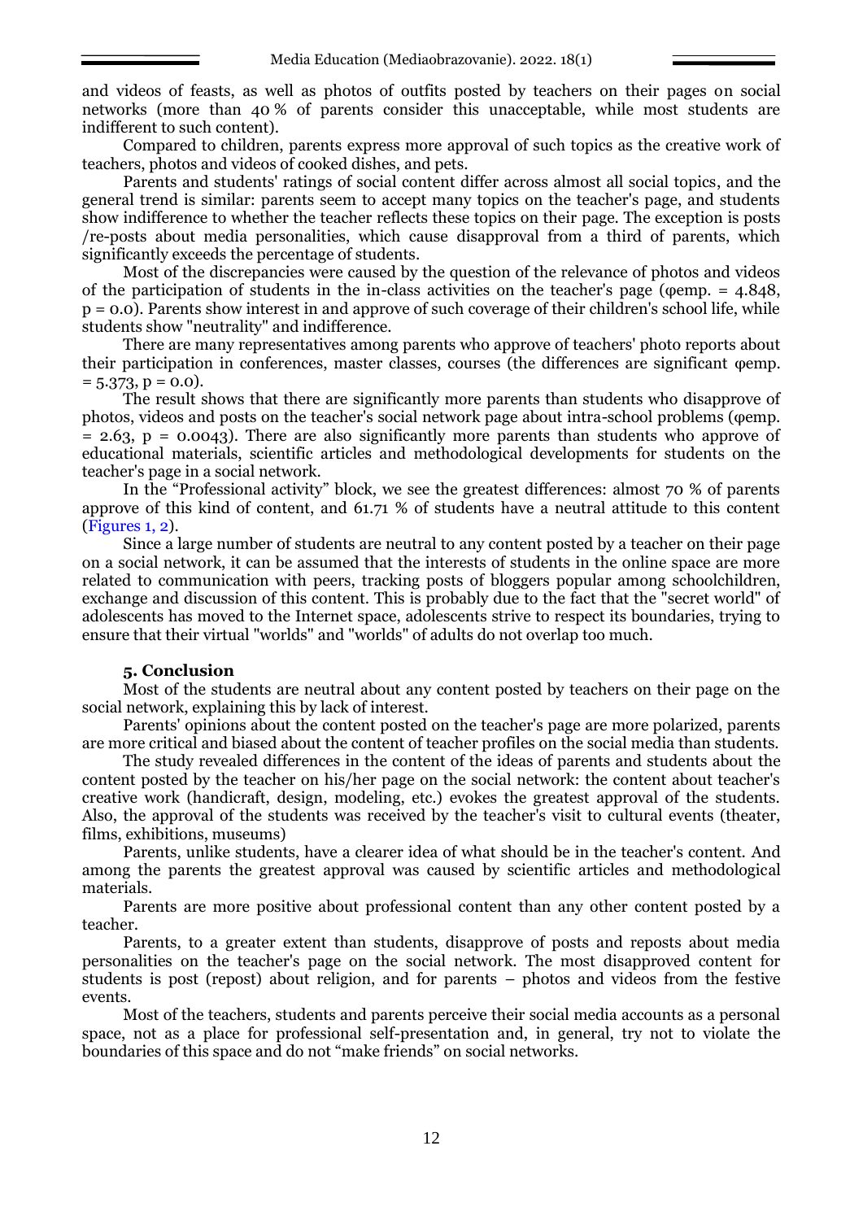and videos of feasts, as well as photos of outfits posted by teachers on their pages on social networks (more than 40 % of parents consider this unacceptable, while most students are indifferent to such content).

Compared to children, parents express more approval of such topics as the creative work of teachers, photos and videos of cooked dishes, and pets.

Parents and students' ratings of social content differ across almost all social topics, and the general trend is similar: parents seem to accept many topics on the teacher's page, and students show indifference to whether the teacher reflects these topics on their page. The exception is posts /re-posts about media personalities, which cause disapproval from a third of parents, which significantly exceeds the percentage of students.

Most of the discrepancies were caused by the question of the relevance of photos and videos of the participation of students in the in-class activities on the teacher's page ($\varphi$emp. = 4.848, p = 0.0). Parents show interest in and approve of such coverage of their children's school life, while students show "neutrality" and indifference.

There are many representatives among parents who approve of teachers' photo reports about their participation in conferences, master classes, courses (the differences are significant $\varphi$emp. = 5.373, p = 0.0).

The result shows that there are significantly more parents than students who disapprove of photos, videos and posts on the teacher's social network page about intra-school problems ($\varphi$emp. = 2.63, p = 0.0043). There are also significantly more parents than students who approve of educational materials, scientific articles and methodological developments for students on the teacher's page in a social network.

In the "Professional activity" block, we see the greatest differences: almost 70 % of parents approve of this kind of content, and 61.71 % of students have a neutral attitude to this content (Figures 1, 2).

Since a large number of students are neutral to any content posted by a teacher on their page on a social network, it can be assumed that the interests of students in the online space are more related to communication with peers, tracking posts of bloggers popular among schoolchildren, exchange and discussion of this content. This is probably due to the fact that the "secret world" of adolescents has moved to the Internet space, adolescents strive to respect its boundaries, trying to ensure that their virtual "worlds" and "worlds" of adults do not overlap too much.

## 5. Conclusion

Most of the students are neutral about any content posted by teachers on their page on the social network, explaining this by lack of interest.

Parents' opinions about the content posted on the teacher's page are more polarized, parents are more critical and biased about the content of teacher profiles on the social media than students.

The study revealed differences in the content of the ideas of parents and students about the content posted by the teacher on his/her page on the social network: the content about teacher's creative work (handicraft, design, modeling, etc.) evokes the greatest approval of the students. Also, the approval of the students was received by the teacher's visit to cultural events (theater, films, exhibitions, museums)

Parents, unlike students, have a clearer idea of what should be in the teacher's content. And among the parents the greatest approval was caused by scientific articles and methodological materials.

Parents are more positive about professional content than any other content posted by a teacher.

Parents, to a greater extent than students, disapprove of posts and reposts about media personalities on the teacher's page on the social network. The most disapproved content for students is post (repost) about religion, and for parents – photos and videos from the festive events.

Most of the teachers, students and parents perceive their social media accounts as a personal space, not as a place for professional self-presentation and, in general, try not to violate the boundaries of this space and do not "make friends" on social networks.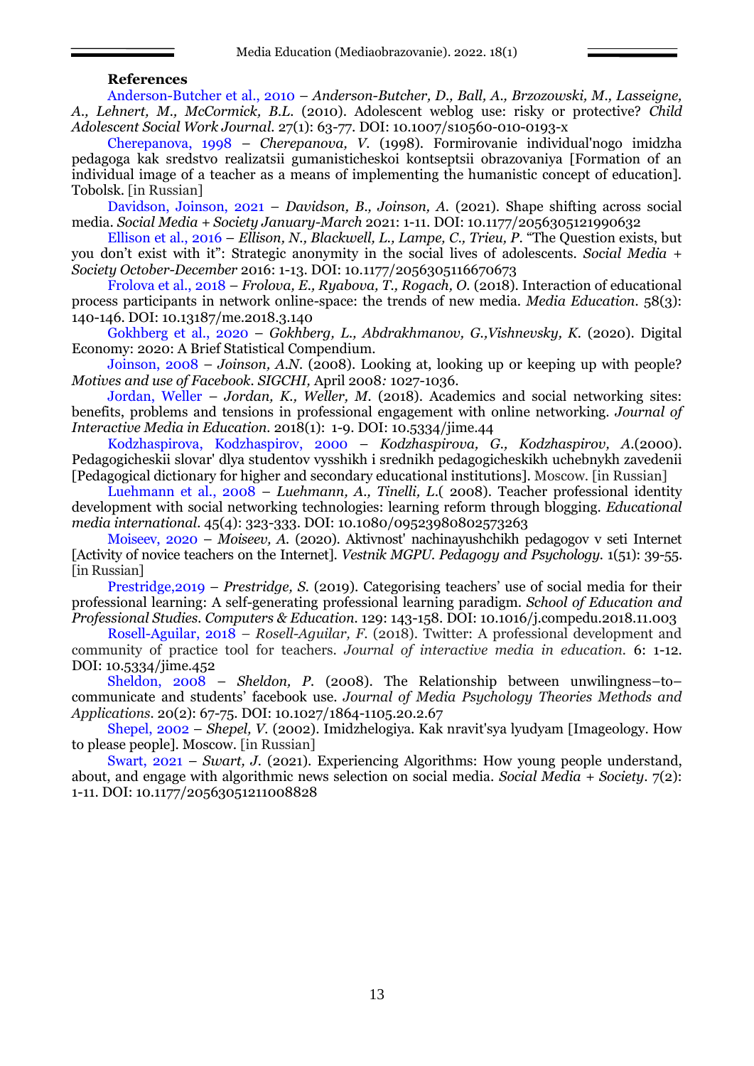**References**

Anderson-Butcher et al., 2010 – *Anderson-Butcher, D., Ball, A., Brzozowski, M., Lasseigne, A., Lehnert, M., McCormick, B.L.* (2010). Adolescent weblog use: risky or protective? *Child Adolescent Social Work Journal*. 27(1): 63-77. DOI: 10.1007/s10560-010-0193-x

Cherepanova, 1998 – *Cherepanova, V.* (1998). Formirovanie individual'nogo imidzha pedagoga kak sredstvo realizatsii gumanisticheskoi kontseptsii obrazovaniya [Formation of an individual image of a teacher as a means of implementing the humanistic concept of education]. Tobolsk. [in Russian]

Davidson, Joinson, 2021 – *Davidson, B., Joinson, A.* (2021). Shape shifting across social media. *Social Media + Society January-March* 2021: 1-11. DOI: 10.1177/2056305121990632

Ellison et al., 2016 – *Ellison, N., Blackwell, L., Lampe, C., Trieu, P.* "The Question exists, but you don't exist with it": Strategic anonymity in the social lives of adolescents. *Social Media + Society October-December* 2016: 1-13. DOI: 10.1177/2056305116670673

Frolova et al., 2018 – *Frolova, E., Ryabova, T., Rogach, O.* (2018). Interaction of educational process participants in network online-space: the trends of new media. *Media Education*. 58(3): 140-146. DOI: 10.13187/me.2018.3.140

Gokhberg et al., 2020 – *Gokhberg, L., Abdrakhmanov, G.,Vishnevsky, K.* (2020). Digital Economy: 2020: A Brief Statistical Compendium.

Joinson, 2008 – *Joinson, A.N.* (2008). Looking at, looking up or keeping up with people? *Motives and use of Facebook. SIGCHI,* April 2008*:* 1027-1036.

Jordan, Weller – *Jordan, K., Weller, M.* (2018). Academics and social networking sites: benefits, problems and tensions in professional engagement with online networking. *Journal of Interactive Media in Education*. 2018(1): 1-9. DOI: 10.5334/jime.44

Kodzhaspirova, Kodzhaspirov, 2000 – *Kodzhaspirova, G., Kodzhaspirov, A.*(2000). Pedagogicheskii slovar' dlya studentov vysshikh i srednikh pedagogicheskikh uchebnykh zavedenii [Pedagogical dictionary for higher and secondary educational institutions]. Moscow. [in Russian]

Luehmann et al., 2008 – *Luehmann, A., Tinelli, L.*( 2008). Teacher professional identity development with social networking technologies: learning reform through blogging. *Educational media international*. 45(4): 323-333. DOI: 10.1080/09523980802573263

Moiseev, 2020 – *Moiseev, A.* (2020). Aktivnost' nachinayushchikh pedagogov v seti Internet [Activity of novice teachers on the Internet]. *Vestnik MGPU. Pedagogy and Psychology.* 1(51): 39-55. [in Russian]

Prestridge,2019 – *Prestridge, S.* (2019). Categorising teachers' use of social media for their professional learning: A self-generating professional learning paradigm. *School of Education and Professional Studies. Computers & Education*. 129: 143-158. DOI: 10.1016/j.compedu.2018.11.003

Rosell-Aguilar, 2018 – *Rosell-Aguilar, F.* (2018). Twitter: A professional development and community of practice tool for teachers. *Journal of interactive media in education*. 6: 1-12. DOI: 10.5334/jime.452

Sheldon, 2008 – *Sheldon, P.* (2008). The Relationship between unwillingness–to–communicate and students' facebook use. *Journal of Media Psychology Theories Methods and Applications*. 20(2): 67-75. DOI: 10.1027/1864-1105.20.2.67

Shepel, 2002 – *Shepel, V.* (2002). Imidzhelogiya. Kak nravit'sya lyudyam [Imageology. How to please people]. Moscow. [in Russian]

Swart, 2021 – *Swart, J.* (2021). Experiencing Algorithms: How young people understand, about, and engage with algorithmic news selection on social media. *Social Media + Society*. 7(2): 1-11. DOI: 10.1177/20563051211008828